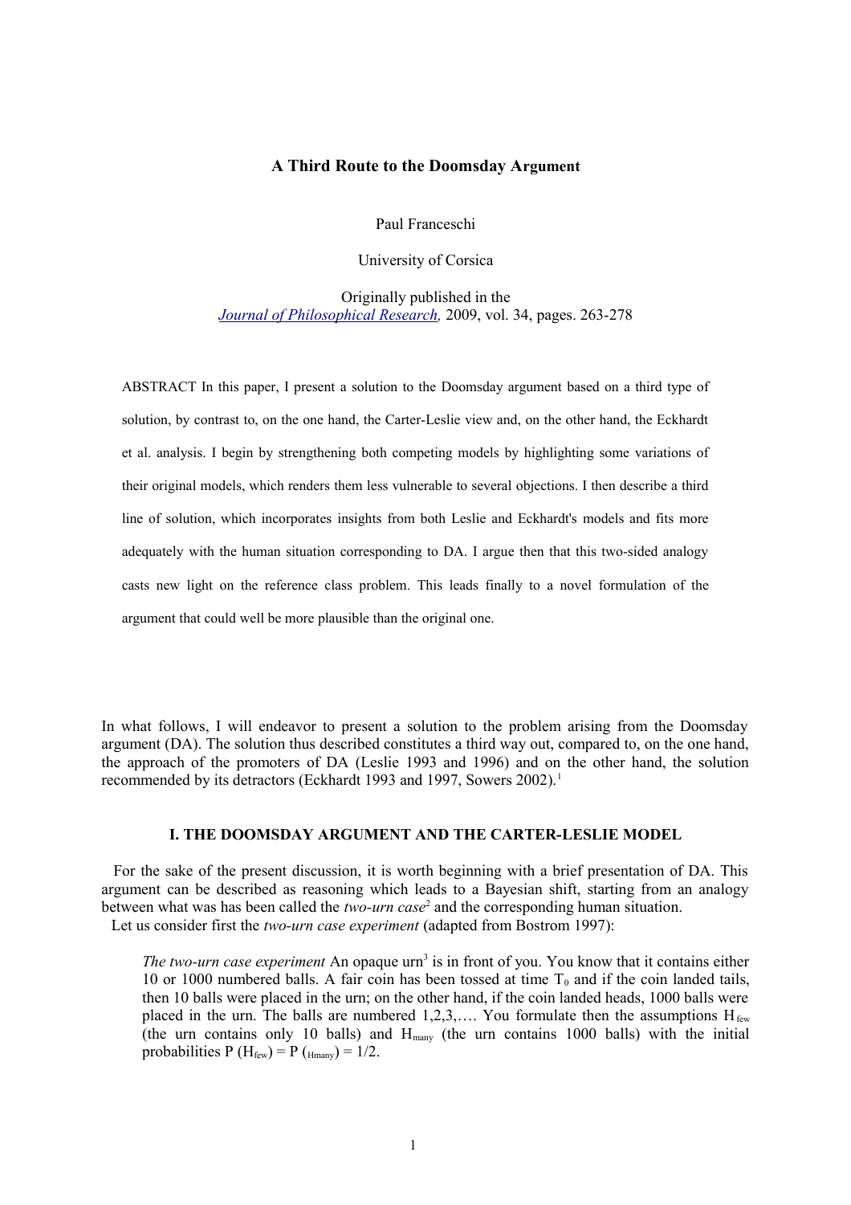# A Third Route to the Doomsday Argument

Paul Franceschi

University of Corsica

Originally published in the *Journal of Philosophical Research*, 2009, vol. 34, pages. 263-278

ABSTRACT In this paper, I present a solution to the Doomsday argument based on a third type of solution, by contrast to, on the one hand, the Carter-Leslie view and, on the other hand, the Eckhardt et al. analysis. I begin by strengthening both competing models by highlighting some variations of their original models, which renders them less vulnerable to several objections. I then describe a third line of solution, which incorporates insights from both Leslie and Eckhardt's models and fits more adequately with the human situation corresponding to DA. I argue then that this two-sided analogy casts new light on the reference class problem. This leads finally to a novel formulation of the argument that could well be more plausible than the original one.

In what follows, I will endeavor to present a solution to the problem arising from the Doomsday argument (DA). The solution thus described constitutes a third way out, compared to, on the one hand, the approach of the promoters of DA (Leslie 1993 and 1996) and on the other hand, the solution recommended by its detractors (Eckhardt 1993 and 1997, Sowers 2002).[1]

## I. THE DOOMSDAY ARGUMENT AND THE CARTER-LESLIE MODEL

For the sake of the present discussion, it is worth beginning with a brief presentation of DA. This argument can be described as reasoning which leads to a Bayesian shift, starting from an analogy between what was has been called the *two-urn case*[2] and the corresponding human situation.

Let us consider first the *two-urn case experiment* (adapted from Bostrom 1997):

> *The two-urn case experiment* An opaque urn[3] is in front of you. You know that it contains either 10 or 1000 numbered balls. A fair coin has been tossed at time $T_0$ and if the coin landed tails, then 10 balls were placed in the urn; on the other hand, if the coin landed heads, 1000 balls were placed in the urn. The balls are numbered 1,2,3,…. You formulate then the assumptions $H_{few}$ (the urn contains only 10 balls) and $H_{many}$ (the urn contains 1000 balls) with the initial probabilities $P(H_{few}) = P(H_{many}) = 1/2$.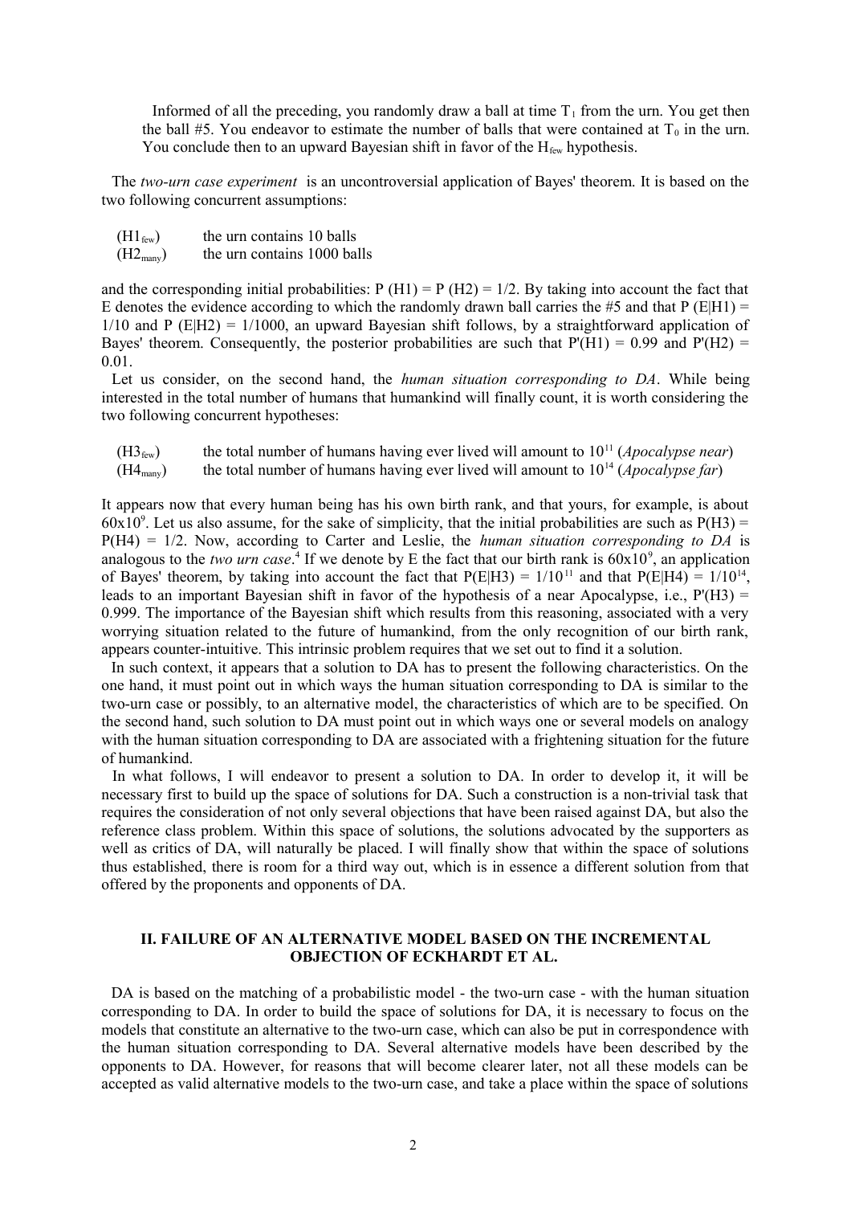Informed of all the preceding, you randomly draw a ball at time $T_1$ from the urn. You get then the ball #5. You endeavor to estimate the number of balls that were contained at $T_0$ in the urn. You conclude then to an upward Bayesian shift in favor of the $H_{few}$ hypothesis.

The *two-urn case experiment* is an uncontroversial application of Bayes' theorem. It is based on the two following concurrent assumptions:

($H1_{few}$) the urn contains 10 balls
($H2_{many}$) the urn contains 1000 balls

and the corresponding initial probabilities: P (H1) = P (H2) = 1/2. By taking into account the fact that E denotes the evidence according to which the randomly drawn ball carries the #5 and that P (E|H1) = 1/10 and P (E|H2) = 1/1000, an upward Bayesian shift follows, by a straightforward application of Bayes' theorem. Consequently, the posterior probabilities are such that P'(H1) = 0.99 and P'(H2) = 0.01.

Let us consider, on the second hand, the *human situation corresponding to DA*. While being interested in the total number of humans that humankind will finally count, it is worth considering the two following concurrent hypotheses:

($H3_{few}$) the total number of humans having ever lived will amount to $10^{11}$ (*Apocalypse near*)
($H4_{many}$) the total number of humans having ever lived will amount to $10^{14}$ (*Apocalypse far*)

It appears now that every human being has his own birth rank, and that yours, for example, is about $60 \times 10^9$. Let us also assume, for the sake of simplicity, that the initial probabilities are such as P(H3) = P(H4) = 1/2. Now, according to Carter and Leslie, the *human situation corresponding to DA* is analogous to the *two urn case*.[4] If we denote by E the fact that our birth rank is $60 \times 10^9$, an application of Bayes' theorem, by taking into account the fact that $P(E|H3) = 1/10^{11}$ and that $P(E|H4) = 1/10^{14}$, leads to an important Bayesian shift in favor of the hypothesis of a near Apocalypse, i.e., P'(H3) = 0.999. The importance of the Bayesian shift which results from this reasoning, associated with a very worrying situation related to the future of humankind, from the only recognition of our birth rank, appears counter-intuitive. This intrinsic problem requires that we set out to find it a solution.

In such context, it appears that a solution to DA has to present the following characteristics. On the one hand, it must point out in which ways the human situation corresponding to DA is similar to the two-urn case or possibly, to an alternative model, the characteristics of which are to be specified. On the second hand, such solution to DA must point out in which ways one or several models on analogy with the human situation corresponding to DA are associated with a frightening situation for the future of humankind.

In what follows, I will endeavor to present a solution to DA. In order to develop it, it will be necessary first to build up the space of solutions for DA. Such a construction is a non-trivial task that requires the consideration of not only several objections that have been raised against DA, but also the reference class problem. Within this space of solutions, the solutions advocated by the supporters as well as critics of DA, will naturally be placed. I will finally show that within the space of solutions thus established, there is room for a third way out, which is in essence a different solution from that offered by the proponents and opponents of DA.

## II. FAILURE OF AN ALTERNATIVE MODEL BASED ON THE INCREMENTAL OBJECTION OF ECKHARDT ET AL.

DA is based on the matching of a probabilistic model - the two-urn case - with the human situation corresponding to DA. In order to build the space of solutions for DA, it is necessary to focus on the models that constitute an alternative to the two-urn case, which can also be put in correspondence with the human situation corresponding to DA. Several alternative models have been described by the opponents to DA. However, for reasons that will become clearer later, not all these models can be accepted as valid alternative models to the two-urn case, and take a place within the space of solutions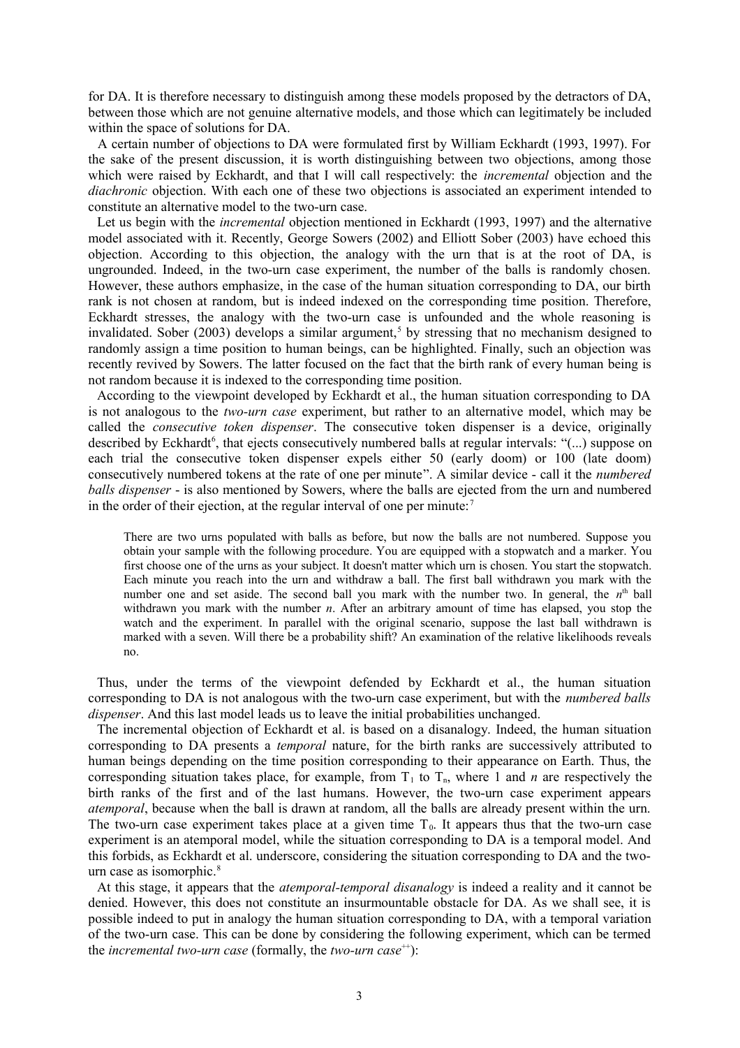for DA. It is therefore necessary to distinguish among these models proposed by the detractors of DA, between those which are not genuine alternative models, and those which can legitimately be included within the space of solutions for DA.

A certain number of objections to DA were formulated first by William Eckhardt (1993, 1997). For the sake of the present discussion, it is worth distinguishing between two objections, among those which were raised by Eckhardt, and that I will call respectively: the *incremental* objection and the *diachronic* objection. With each one of these two objections is associated an experiment intended to constitute an alternative model to the two-urn case.

Let us begin with the *incremental* objection mentioned in Eckhardt (1993, 1997) and the alternative model associated with it. Recently, George Sowers (2002) and Elliott Sober (2003) have echoed this objection. According to this objection, the analogy with the urn that is at the root of DA, is ungrounded. Indeed, in the two-urn case experiment, the number of the balls is randomly chosen. However, these authors emphasize, in the case of the human situation corresponding to DA, our birth rank is not chosen at random, but is indeed indexed on the corresponding time position. Therefore, Eckhardt stresses, the analogy with the two-urn case is unfounded and the whole reasoning is invalidated. Sober (2003) develops a similar argument,[5] by stressing that no mechanism designed to randomly assign a time position to human beings, can be highlighted. Finally, such an objection was recently revived by Sowers. The latter focused on the fact that the birth rank of every human being is not random because it is indexed to the corresponding time position.

According to the viewpoint developed by Eckhardt et al., the human situation corresponding to DA is not analogous to the *two-urn case* experiment, but rather to an alternative model, which may be called the *consecutive token dispenser*. The consecutive token dispenser is a device, originally described by Eckhardt[6], that ejects consecutively numbered balls at regular intervals: "(...) suppose on each trial the consecutive token dispenser expels either 50 (early doom) or 100 (late doom) consecutively numbered tokens at the rate of one per minute". A similar device - call it the *numbered balls dispenser* - is also mentioned by Sowers, where the balls are ejected from the urn and numbered in the order of their ejection, at the regular interval of one per minute:[7]

> There are two urns populated with balls as before, but now the balls are not numbered. Suppose you obtain your sample with the following procedure. You are equipped with a stopwatch and a marker. You first choose one of the urns as your subject. It doesn't matter which urn is chosen. You start the stopwatch. Each minute you reach into the urn and withdraw a ball. The first ball withdrawn you mark with the number one and set aside. The second ball you mark with the number two. In general, the $n^{\text{th}}$ ball withdrawn you mark with the number $n$. After an arbitrary amount of time has elapsed, you stop the watch and the experiment. In parallel with the original scenario, suppose the last ball withdrawn is marked with a seven. Will there be a probability shift? An examination of the relative likelihoods reveals no.

Thus, under the terms of the viewpoint defended by Eckhardt et al., the human situation corresponding to DA is not analogous with the two-urn case experiment, but with the *numbered balls dispenser*. And this last model leads us to leave the initial probabilities unchanged.

The incremental objection of Eckhardt et al. is based on a disanalogy. Indeed, the human situation corresponding to DA presents a *temporal* nature, for the birth ranks are successively attributed to human beings depending on the time position corresponding to their appearance on Earth. Thus, the corresponding situation takes place, for example, from $T_1$ to $T_n$, where 1 and $n$ are respectively the birth ranks of the first and of the last humans. However, the two-urn case experiment appears *atemporal*, because when the ball is drawn at random, all the balls are already present within the urn. The two-urn case experiment takes place at a given time $T_0$. It appears thus that the two-urn case experiment is an atemporal model, while the situation corresponding to DA is a temporal model. And this forbids, as Eckhardt et al. underscore, considering the situation corresponding to DA and the two-urn case as isomorphic.[8]

At this stage, it appears that the *atemporal-temporal disanalogy* is indeed a reality and it cannot be denied. However, this does not constitute an insurmountable obstacle for DA. As we shall see, it is possible indeed to put in analogy the human situation corresponding to DA, with a temporal variation of the two-urn case. This can be done by considering the following experiment, which can be termed the *incremental two-urn case* (formally, the *two-urn case*$^{++}$):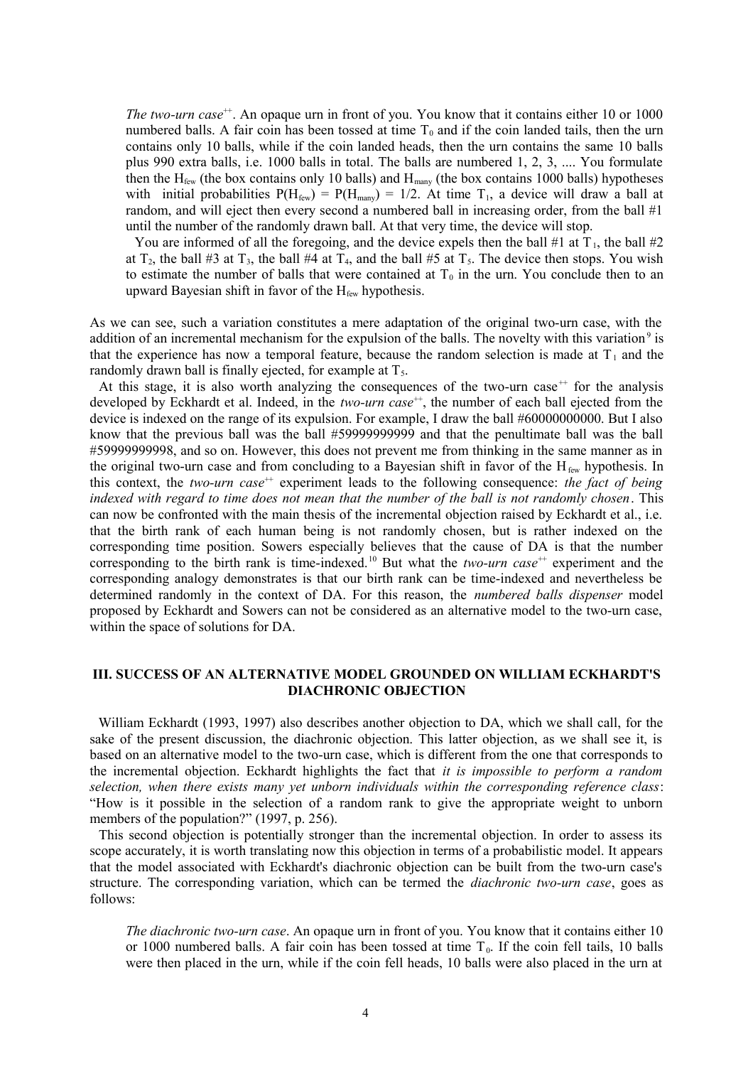> *The two-urn case*$^{++}$. An opaque urn in front of you. You know that it contains either 10 or 1000 numbered balls. A fair coin has been tossed at time $T_0$ and if the coin landed tails, then the urn contains only 10 balls, while if the coin landed heads, then the urn contains the same 10 balls plus 990 extra balls, i.e. 1000 balls in total. The balls are numbered 1, 2, 3, .... You formulate then the $H_{few}$ (the box contains only 10 balls) and $H_{many}$ (the box contains 1000 balls) hypotheses with initial probabilities $P(H_{few}) = P(H_{many}) = 1/2$. At time $T_1$, a device will draw a ball at random, and will eject then every second a numbered ball in increasing order, from the ball #1 until the number of the randomly drawn ball. At that very time, the device will stop.
>
> You are informed of all the foregoing, and the device expels then the ball #1 at $T_1$, the ball #2 at $T_2$, the ball #3 at $T_3$, the ball #4 at $T_4$, and the ball #5 at $T_5$. The device then stops. You wish to estimate the number of balls that were contained at $T_0$ in the urn. You conclude then to an upward Bayesian shift in favor of the $H_{few}$ hypothesis.

As we can see, such a variation constitutes a mere adaptation of the original two-urn case, with the addition of an incremental mechanism for the expulsion of the balls. The novelty with this variation[9] is that the experience has now a temporal feature, because the random selection is made at $T_1$ and the randomly drawn ball is finally ejected, for example at $T_5$.

At this stage, it is also worth analyzing the consequences of the two-urn case$^{++}$ for the analysis developed by Eckhardt et al. Indeed, in the *two-urn case*$^{++}$, the number of each ball ejected from the device is indexed on the range of its expulsion. For example, I draw the ball #60000000000. But I also know that the previous ball was the ball #59999999999 and that the penultimate ball was the ball #59999999998, and so on. However, this does not prevent me from thinking in the same manner as in the original two-urn case and from concluding to a Bayesian shift in favor of the $H_{few}$ hypothesis. In this context, the *two-urn case*$^{++}$ experiment leads to the following consequence: *the fact of being indexed with regard to time does not mean that the number of the ball is not randomly chosen*. This can now be confronted with the main thesis of the incremental objection raised by Eckhardt et al., i.e. that the birth rank of each human being is not randomly chosen, but is rather indexed on the corresponding time position. Sowers especially believes that the cause of DA is that the number corresponding to the birth rank is time-indexed.[10] But what the *two-urn case*$^{++}$ experiment and the corresponding analogy demonstrates is that our birth rank can be time-indexed and nevertheless be determined randomly in the context of DA. For this reason, the *numbered balls dispenser* model proposed by Eckhardt and Sowers can not be considered as an alternative model to the two-urn case, within the space of solutions for DA.

## III. SUCCESS OF AN ALTERNATIVE MODEL GROUNDED ON WILLIAM ECKHARDT'S DIACHRONIC OBJECTION

William Eckhardt (1993, 1997) also describes another objection to DA, which we shall call, for the sake of the present discussion, the diachronic objection. This latter objection, as we shall see it, is based on an alternative model to the two-urn case, which is different from the one that corresponds to the incremental objection. Eckhardt highlights the fact that *it is impossible to perform a random selection, when there exists many yet unborn individuals within the corresponding reference class*: "How is it possible in the selection of a random rank to give the appropriate weight to unborn members of the population?" (1997, p. 256).

This second objection is potentially stronger than the incremental objection. In order to assess its scope accurately, it is worth translating now this objection in terms of a probabilistic model. It appears that the model associated with Eckhardt's diachronic objection can be built from the two-urn case's structure. The corresponding variation, which can be termed the *diachronic two-urn case*, goes as follows:

> *The diachronic two-urn case*. An opaque urn in front of you. You know that it contains either 10 or 1000 numbered balls. A fair coin has been tossed at time $T_0$. If the coin fell tails, 10 balls were then placed in the urn, while if the coin fell heads, 10 balls were also placed in the urn at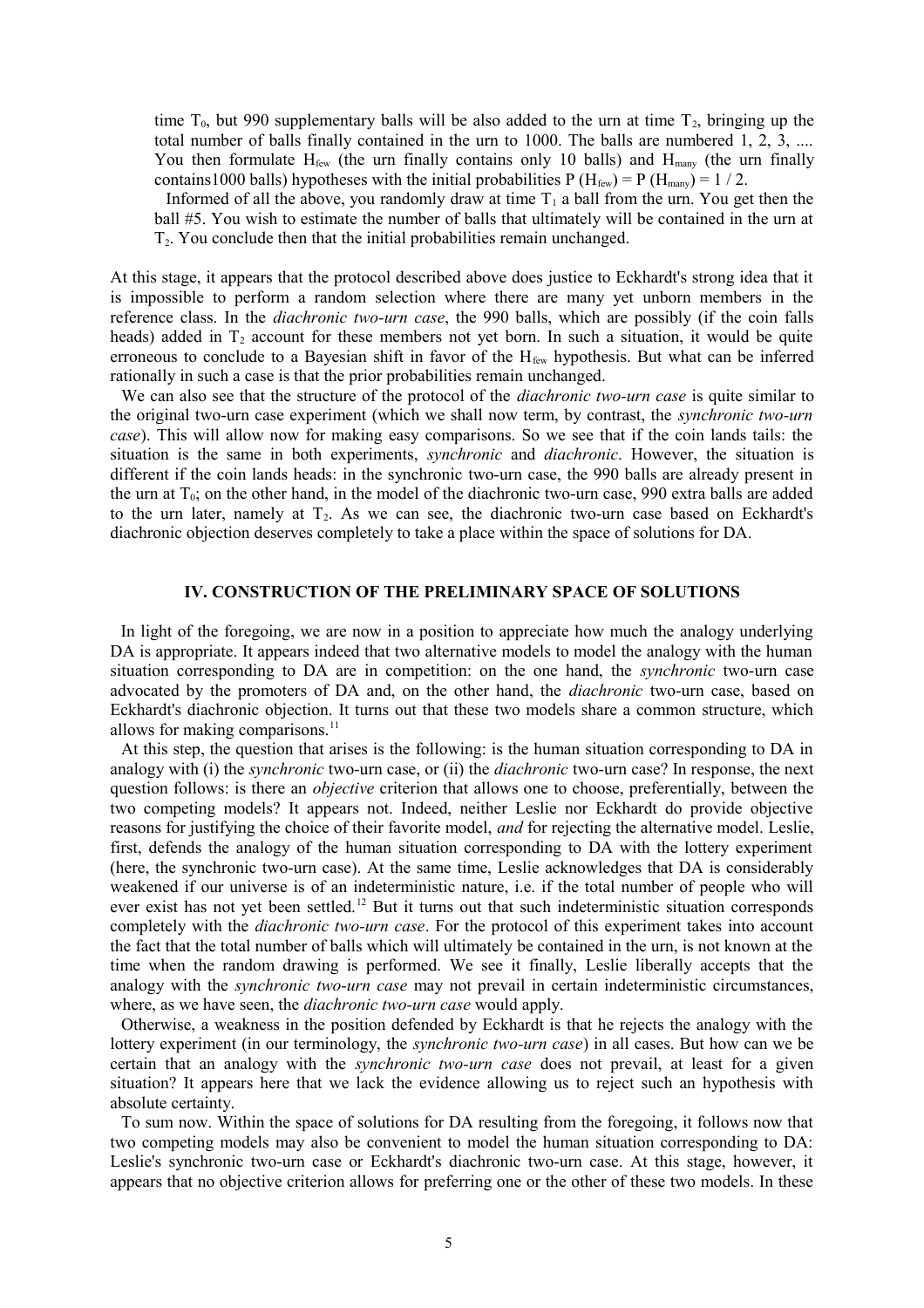time $T_0$, but 990 supplementary balls will be also added to the urn at time $T_2$, bringing up the total number of balls finally contained in the urn to 1000. The balls are numbered 1, 2, 3, .... You then formulate $H_{few}$ (the urn finally contains only 10 balls) and $H_{many}$ (the urn finally contains1000 balls) hypotheses with the initial probabilities P ($H_{few}$) = P ($H_{many}$) = 1 / 2.

Informed of all the above, you randomly draw at time $T_1$ a ball from the urn. You get then the ball #5. You wish to estimate the number of balls that ultimately will be contained in the urn at $T_2$. You conclude then that the initial probabilities remain unchanged.

At this stage, it appears that the protocol described above does justice to Eckhardt's strong idea that it is impossible to perform a random selection where there are many yet unborn members in the reference class. In the *diachronic two-urn case*, the 990 balls, which are possibly (if the coin falls heads) added in $T_2$ account for these members not yet born. In such a situation, it would be quite erroneous to conclude to a Bayesian shift in favor of the $H_{few}$ hypothesis. But what can be inferred rationally in such a case is that the prior probabilities remain unchanged.

We can also see that the structure of the protocol of the *diachronic two-urn case* is quite similar to the original two-urn case experiment (which we shall now term, by contrast, the *synchronic two-urn case*). This will allow now for making easy comparisons. So we see that if the coin lands tails: the situation is the same in both experiments, *synchronic* and *diachronic*. However, the situation is different if the coin lands heads: in the synchronic two-urn case, the 990 balls are already present in the urn at $T_0$; on the other hand, in the model of the diachronic two-urn case, 990 extra balls are added to the urn later, namely at $T_2$. As we can see, the diachronic two-urn case based on Eckhardt's diachronic objection deserves completely to take a place within the space of solutions for DA.

## IV. CONSTRUCTION OF THE PRELIMINARY SPACE OF SOLUTIONS

In light of the foregoing, we are now in a position to appreciate how much the analogy underlying DA is appropriate. It appears indeed that two alternative models to model the analogy with the human situation corresponding to DA are in competition: on the one hand, the *synchronic* two-urn case advocated by the promoters of DA and, on the other hand, the *diachronic* two-urn case, based on Eckhardt's diachronic objection. It turns out that these two models share a common structure, which allows for making comparisons.[11]

At this step, the question that arises is the following: is the human situation corresponding to DA in analogy with (i) the *synchronic* two-urn case, or (ii) the *diachronic* two-urn case? In response, the next question follows: is there an *objective* criterion that allows one to choose, preferentially, between the two competing models? It appears not. Indeed, neither Leslie nor Eckhardt do provide objective reasons for justifying the choice of their favorite model, *and* for rejecting the alternative model. Leslie, first, defends the analogy of the human situation corresponding to DA with the lottery experiment (here, the synchronic two-urn case). At the same time, Leslie acknowledges that DA is considerably weakened if our universe is of an indeterministic nature, i.e. if the total number of people who will ever exist has not yet been settled.[12] But it turns out that such indeterministic situation corresponds completely with the *diachronic two-urn case*. For the protocol of this experiment takes into account the fact that the total number of balls which will ultimately be contained in the urn, is not known at the time when the random drawing is performed. We see it finally, Leslie liberally accepts that the analogy with the *synchronic two-urn case* may not prevail in certain indeterministic circumstances, where, as we have seen, the *diachronic two-urn case* would apply.

Otherwise, a weakness in the position defended by Eckhardt is that he rejects the analogy with the lottery experiment (in our terminology, the *synchronic two-urn case*) in all cases. But how can we be certain that an analogy with the *synchronic two-urn case* does not prevail, at least for a given situation? It appears here that we lack the evidence allowing us to reject such an hypothesis with absolute certainty.

To sum now. Within the space of solutions for DA resulting from the foregoing, it follows now that two competing models may also be convenient to model the human situation corresponding to DA: Leslie's synchronic two-urn case or Eckhardt's diachronic two-urn case. At this stage, however, it appears that no objective criterion allows for preferring one or the other of these two models. In these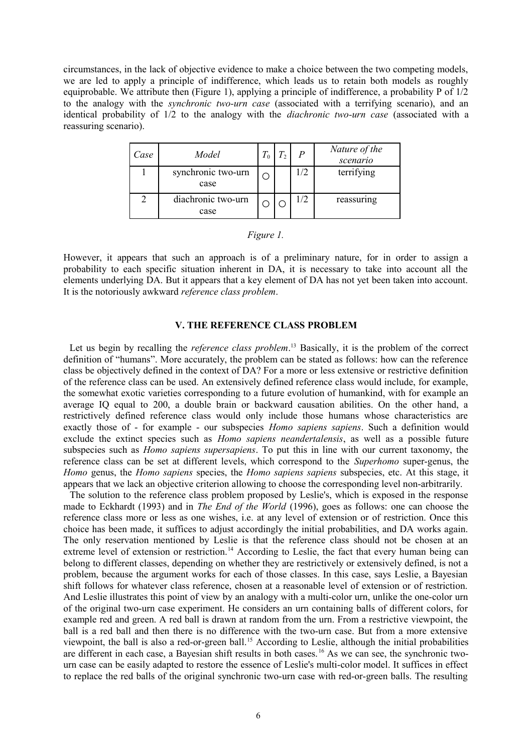circumstances, in the lack of objective evidence to make a choice between the two competing models, we are led to apply a principle of indifference, which leads us to retain both models as roughly equiprobable. We attribute then (Figure 1), applying a principle of indifference, a probability P of 1/2 to the analogy with the *synchronic two-urn case* (associated with a terrifying scenario), and an identical probability of 1/2 to the analogy with the *diachronic two-urn case* (associated with a reassuring scenario).

| *Case* | *Model* | $T_0$ | $T_2$ | $P$ | *Nature of the scenario* |
|---|---|---|---|---|---|
| 1 | synchronic two-urn case | ○ | | 1/2 | terrifying |
| 2 | diachronic two-urn case | ○ | ○ | 1/2 | reassuring |

*Figure 1.*

However, it appears that such an approach is of a preliminary nature, for in order to assign a probability to each specific situation inherent in DA, it is necessary to take into account all the elements underlying DA. But it appears that a key element of DA has not yet been taken into account. It is the notoriously awkward *reference class problem*.

## V. THE REFERENCE CLASS PROBLEM

Let us begin by recalling the *reference class problem*.[13] Basically, it is the problem of the correct definition of "humans". More accurately, the problem can be stated as follows: how can the reference class be objectively defined in the context of DA? For a more or less extensive or restrictive definition of the reference class can be used. An extensively defined reference class would include, for example, the somewhat exotic varieties corresponding to a future evolution of humankind, with for example an average IQ equal to 200, a double brain or backward causation abilities. On the other hand, a restrictively defined reference class would only include those humans whose characteristics are exactly those of - for example - our subspecies *Homo sapiens sapiens*. Such a definition would exclude the extinct species such as *Homo sapiens neandertalensis*, as well as a possible future subspecies such as *Homo sapiens supersapiens*. To put this in line with our current taxonomy, the reference class can be set at different levels, which correspond to the *Superhomo* super-genus, the *Homo* genus, the *Homo sapiens* species, the *Homo sapiens sapiens* subspecies, etc. At this stage, it appears that we lack an objective criterion allowing to choose the corresponding level non-arbitrarily.

The solution to the reference class problem proposed by Leslie's, which is exposed in the response made to Eckhardt (1993) and in *The End of the World* (1996), goes as follows: one can choose the reference class more or less as one wishes, i.e. at any level of extension or of restriction. Once this choice has been made, it suffices to adjust accordingly the initial probabilities, and DA works again. The only reservation mentioned by Leslie is that the reference class should not be chosen at an extreme level of extension or restriction.[14] According to Leslie, the fact that every human being can belong to different classes, depending on whether they are restrictively or extensively defined, is not a problem, because the argument works for each of those classes. In this case, says Leslie, a Bayesian shift follows for whatever class reference, chosen at a reasonable level of extension or of restriction. And Leslie illustrates this point of view by an analogy with a multi-color urn, unlike the one-color urn of the original two-urn case experiment. He considers an urn containing balls of different colors, for example red and green. A red ball is drawn at random from the urn. From a restrictive viewpoint, the ball is a red ball and then there is no difference with the two-urn case. But from a more extensive viewpoint, the ball is also a red-or-green ball.[15] According to Leslie, although the initial probabilities are different in each case, a Bayesian shift results in both cases.[16] As we can see, the synchronic two-urn case can be easily adapted to restore the essence of Leslie's multi-color model. It suffices in effect to replace the red balls of the original synchronic two-urn case with red-or-green balls. The resulting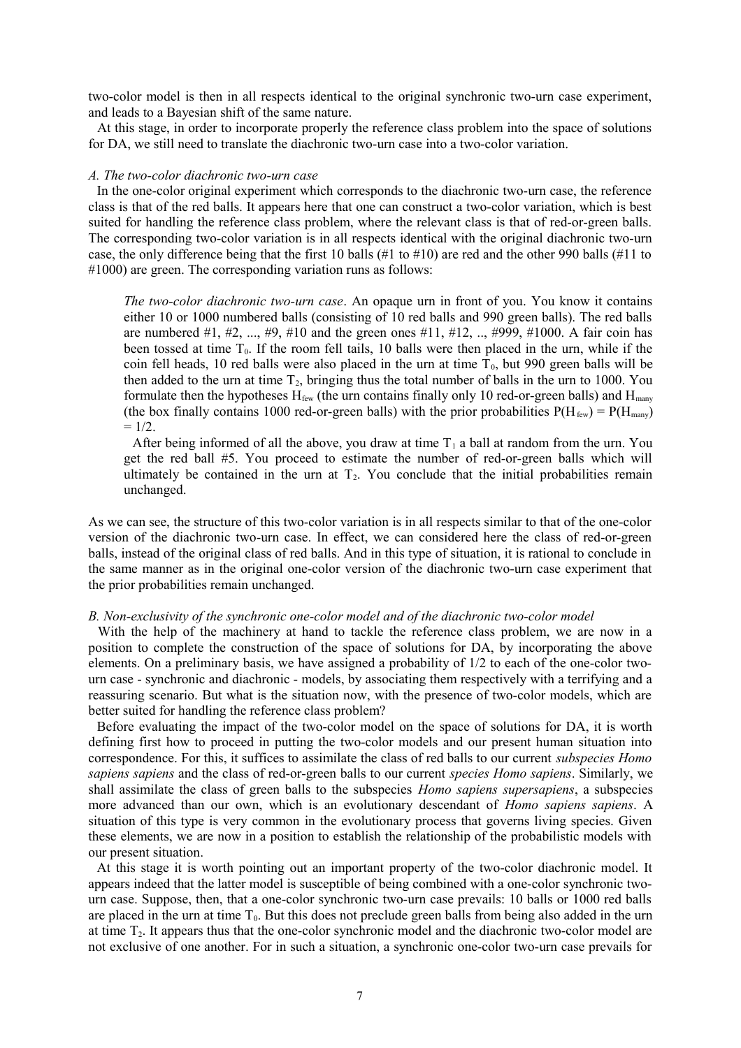two-color model is then in all respects identical to the original synchronic two-urn case experiment, and leads to a Bayesian shift of the same nature.

At this stage, in order to incorporate properly the reference class problem into the space of solutions for DA, we still need to translate the diachronic two-urn case into a two-color variation.

### *A. The two-color diachronic two-urn case*

In the one-color original experiment which corresponds to the diachronic two-urn case, the reference class is that of the red balls. It appears here that one can construct a two-color variation, which is best suited for handling the reference class problem, where the relevant class is that of red-or-green balls. The corresponding two-color variation is in all respects identical with the original diachronic two-urn case, the only difference being that the first 10 balls (#1 to #10) are red and the other 990 balls (#11 to #1000) are green. The corresponding variation runs as follows:

> *The two-color diachronic two-urn case*. An opaque urn in front of you. You know it contains either 10 or 1000 numbered balls (consisting of 10 red balls and 990 green balls). The red balls are numbered #1, #2, ..., #9, #10 and the green ones #11, #12, .., #999, #1000. A fair coin has been tossed at time $T_0$. If the room fell tails, 10 balls were then placed in the urn, while if the coin fell heads, 10 red balls were also placed in the urn at time $T_0$, but 990 green balls will be then added to the urn at time $T_2$, bringing thus the total number of balls in the urn to 1000. You formulate then the hypotheses $H_{few}$ (the urn contains finally only 10 red-or-green balls) and $H_{many}$ (the box finally contains 1000 red-or-green balls) with the prior probabilities $P(H_{few}) = P(H_{many}) = 1/2$.
>
> After being informed of all the above, you draw at time $T_1$ a ball at random from the urn. You get the red ball #5. You proceed to estimate the number of red-or-green balls which will ultimately be contained in the urn at $T_2$. You conclude that the initial probabilities remain unchanged.

As we can see, the structure of this two-color variation is in all respects similar to that of the one-color version of the diachronic two-urn case. In effect, we can considered here the class of red-or-green balls, instead of the original class of red balls. And in this type of situation, it is rational to conclude in the same manner as in the original one-color version of the diachronic two-urn case experiment that the prior probabilities remain unchanged.

### *B. Non-exclusivity of the synchronic one-color model and of the diachronic two-color model*

With the help of the machinery at hand to tackle the reference class problem, we are now in a position to complete the construction of the space of solutions for DA, by incorporating the above elements. On a preliminary basis, we have assigned a probability of 1/2 to each of the one-color two-urn case - synchronic and diachronic - models, by associating them respectively with a terrifying and a reassuring scenario. But what is the situation now, with the presence of two-color models, which are better suited for handling the reference class problem?

Before evaluating the impact of the two-color model on the space of solutions for DA, it is worth defining first how to proceed in putting the two-color models and our present human situation into correspondence. For this, it suffices to assimilate the class of red balls to our current *subspecies Homo sapiens sapiens* and the class of red-or-green balls to our current *species Homo sapiens*. Similarly, we shall assimilate the class of green balls to the subspecies *Homo sapiens supersapiens*, a subspecies more advanced than our own, which is an evolutionary descendant of *Homo sapiens sapiens*. A situation of this type is very common in the evolutionary process that governs living species. Given these elements, we are now in a position to establish the relationship of the probabilistic models with our present situation.

At this stage it is worth pointing out an important property of the two-color diachronic model. It appears indeed that the latter model is susceptible of being combined with a one-color synchronic two-urn case. Suppose, then, that a one-color synchronic two-urn case prevails: 10 balls or 1000 red balls are placed in the urn at time $T_0$. But this does not preclude green balls from being also added in the urn at time $T_2$. It appears thus that the one-color synchronic model and the diachronic two-color model are not exclusive of one another. For in such a situation, a synchronic one-color two-urn case prevails for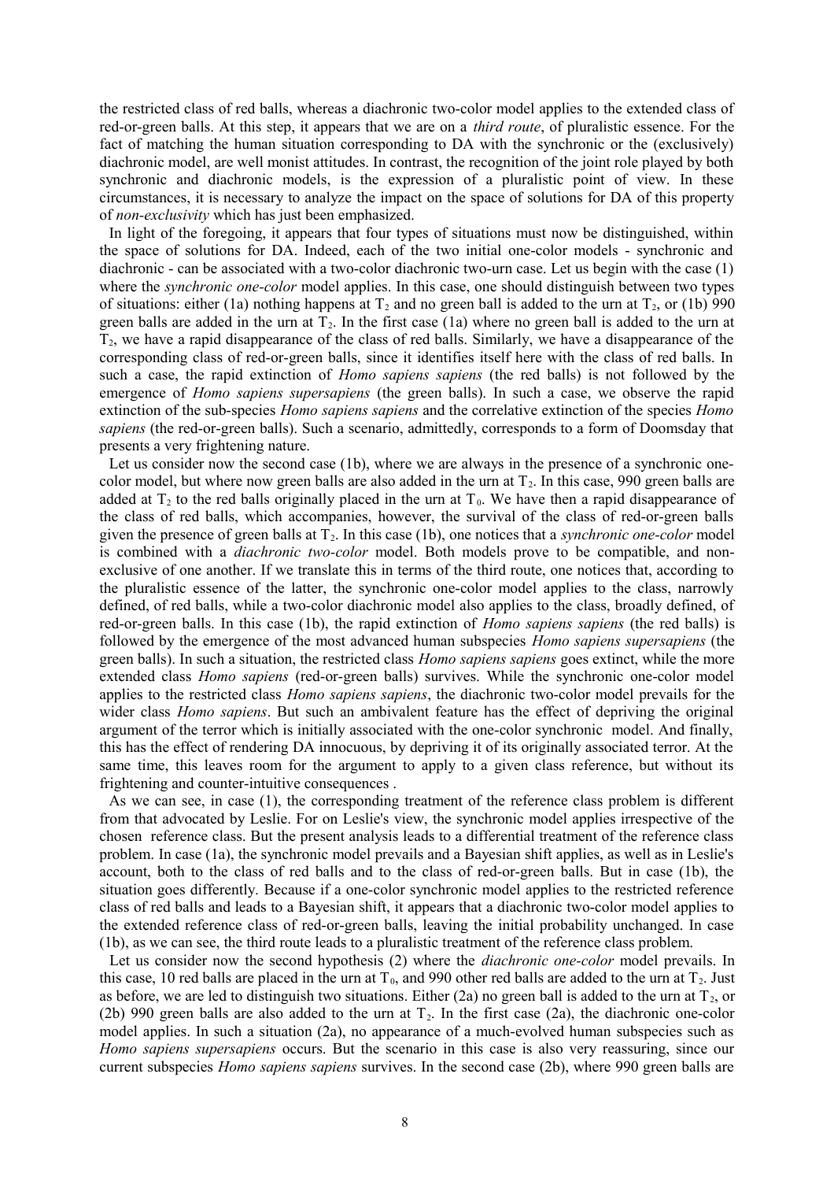the restricted class of red balls, whereas a diachronic two-color model applies to the extended class of red-or-green balls. At this step, it appears that we are on a *third route*, of pluralistic essence. For the fact of matching the human situation corresponding to DA with the synchronic or the (exclusively) diachronic model, are well monist attitudes. In contrast, the recognition of the joint role played by both synchronic and diachronic models, is the expression of a pluralistic point of view. In these circumstances, it is necessary to analyze the impact on the space of solutions for DA of this property of *non-exclusivity* which has just been emphasized.

In light of the foregoing, it appears that four types of situations must now be distinguished, within the space of solutions for DA. Indeed, each of the two initial one-color models - synchronic and diachronic - can be associated with a two-color diachronic two-urn case. Let us begin with the case (1) where the *synchronic one-color* model applies. In this case, one should distinguish between two types of situations: either (1a) nothing happens at $T_2$ and no green ball is added to the urn at $T_2$, or (1b) 990 green balls are added in the urn at $T_2$. In the first case (1a) where no green ball is added to the urn at $T_2$, we have a rapid disappearance of the class of red balls. Similarly, we have a disappearance of the corresponding class of red-or-green balls, since it identifies itself here with the class of red balls. In such a case, the rapid extinction of *Homo sapiens sapiens* (the red balls) is not followed by the emergence of *Homo sapiens supersapiens* (the green balls). In such a case, we observe the rapid extinction of the sub-species *Homo sapiens sapiens* and the correlative extinction of the species *Homo sapiens* (the red-or-green balls). Such a scenario, admittedly, corresponds to a form of Doomsday that presents a very frightening nature.

Let us consider now the second case (1b), where we are always in the presence of a synchronic one-color model, but where now green balls are also added in the urn at $T_2$. In this case, 990 green balls are added at $T_2$ to the red balls originally placed in the urn at $T_0$. We have then a rapid disappearance of the class of red balls, which accompanies, however, the survival of the class of red-or-green balls given the presence of green balls at $T_2$. In this case (1b), one notices that a *synchronic one-color* model is combined with a *diachronic two-color* model. Both models prove to be compatible, and non-exclusive of one another. If we translate this in terms of the third route, one notices that, according to the pluralistic essence of the latter, the synchronic one-color model applies to the class, narrowly defined, of red balls, while a two-color diachronic model also applies to the class, broadly defined, of red-or-green balls. In this case (1b), the rapid extinction of *Homo sapiens sapiens* (the red balls) is followed by the emergence of the most advanced human subspecies *Homo sapiens supersapiens* (the green balls). In such a situation, the restricted class *Homo sapiens sapiens* goes extinct, while the more extended class *Homo sapiens* (red-or-green balls) survives. While the synchronic one-color model applies to the restricted class *Homo sapiens sapiens*, the diachronic two-color model prevails for the wider class *Homo sapiens*. But such an ambivalent feature has the effect of depriving the original argument of the terror which is initially associated with the one-color synchronic model. And finally, this has the effect of rendering DA innocuous, by depriving it of its originally associated terror. At the same time, this leaves room for the argument to apply to a given class reference, but without its frightening and counter-intuitive consequences .

As we can see, in case (1), the corresponding treatment of the reference class problem is different from that advocated by Leslie. For on Leslie's view, the synchronic model applies irrespective of the chosen reference class. But the present analysis leads to a differential treatment of the reference class problem. In case (1a), the synchronic model prevails and a Bayesian shift applies, as well as in Leslie's account, both to the class of red balls and to the class of red-or-green balls. But in case (1b), the situation goes differently. Because if a one-color synchronic model applies to the restricted reference class of red balls and leads to a Bayesian shift, it appears that a diachronic two-color model applies to the extended reference class of red-or-green balls, leaving the initial probability unchanged. In case (1b), as we can see, the third route leads to a pluralistic treatment of the reference class problem.

Let us consider now the second hypothesis (2) where the *diachronic one-color* model prevails. In this case, 10 red balls are placed in the urn at $T_0$, and 990 other red balls are added to the urn at $T_2$. Just as before, we are led to distinguish two situations. Either (2a) no green ball is added to the urn at $T_2$, or (2b) 990 green balls are also added to the urn at $T_2$. In the first case (2a), the diachronic one-color model applies. In such a situation (2a), no appearance of a much-evolved human subspecies such as *Homo sapiens supersapiens* occurs. But the scenario in this case is also very reassuring, since our current subspecies *Homo sapiens sapiens* survives. In the second case (2b), where 990 green balls are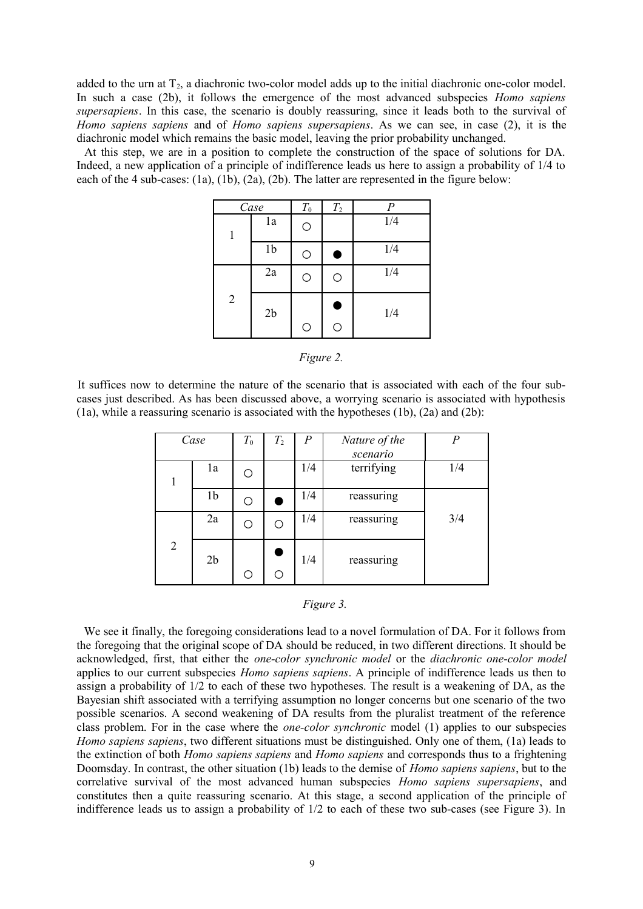added to the urn at $T_2$, a diachronic two-color model adds up to the initial diachronic one-color model. In such a case (2b), it follows the emergence of the most advanced subspecies *Homo sapiens supersapiens*. In this case, the scenario is doubly reassuring, since it leads both to the survival of *Homo sapiens sapiens* and of *Homo sapiens supersapiens*. As we can see, in case (2), it is the diachronic model which remains the basic model, leaving the prior probability unchanged.

At this step, we are in a position to complete the construction of the space of solutions for DA. Indeed, a new application of a principle of indifference leads us here to assign a probability of 1/4 to each of the 4 sub-cases: (1a), (1b), (2a), (2b). The latter are represented in the figure below:

| *Case* | | $T_0$ | $T_2$ | $P$ |
|---|---|---|---|---|
| 1 | 1a | ○ | | 1/4 |
| | 1b | ○ | ● | 1/4 |
| 2 | 2a | ○ | ○ | 1/4 |
| | 2b | ○ | ●<br>○ | 1/4 |

*Figure 2.*

It suffices now to determine the nature of the scenario that is associated with each of the four sub-cases just described. As has been discussed above, a worrying scenario is associated with hypothesis (1a), while a reassuring scenario is associated with the hypotheses (1b), (2a) and (2b):

| *Case* | | $T_0$ | $T_2$ | $P$ | *Nature of the scenario* | $P$ |
|---|---|---|---|---|---|---|
| 1 | 1a | ○ | | 1/4 | terrifying | 1/4 |
| | 1b | ○ | ● | 1/4 | reassuring | 3/4 |
| 2 | 2a | ○ | ○ | 1/4 | reassuring | |
| | 2b | ○ | ●<br>○ | 1/4 | reassuring | |

*Figure 3.*

We see it finally, the foregoing considerations lead to a novel formulation of DA. For it follows from the foregoing that the original scope of DA should be reduced, in two different directions. It should be acknowledged, first, that either the *one-color synchronic model* or the *diachronic one-color model* applies to our current subspecies *Homo sapiens sapiens*. A principle of indifference leads us then to assign a probability of 1/2 to each of these two hypotheses. The result is a weakening of DA, as the Bayesian shift associated with a terrifying assumption no longer concerns but one scenario of the two possible scenarios. A second weakening of DA results from the pluralist treatment of the reference class problem. For in the case where the *one-color synchronic* model (1) applies to our subspecies *Homo sapiens sapiens*, two different situations must be distinguished. Only one of them, (1a) leads to the extinction of both *Homo sapiens sapiens* and *Homo sapiens* and corresponds thus to a frightening Doomsday. In contrast, the other situation (1b) leads to the demise of *Homo sapiens sapiens*, but to the correlative survival of the most advanced human subspecies *Homo sapiens supersapiens*, and constitutes then a quite reassuring scenario. At this stage, a second application of the principle of indifference leads us to assign a probability of 1/2 to each of these two sub-cases (see Figure 3). In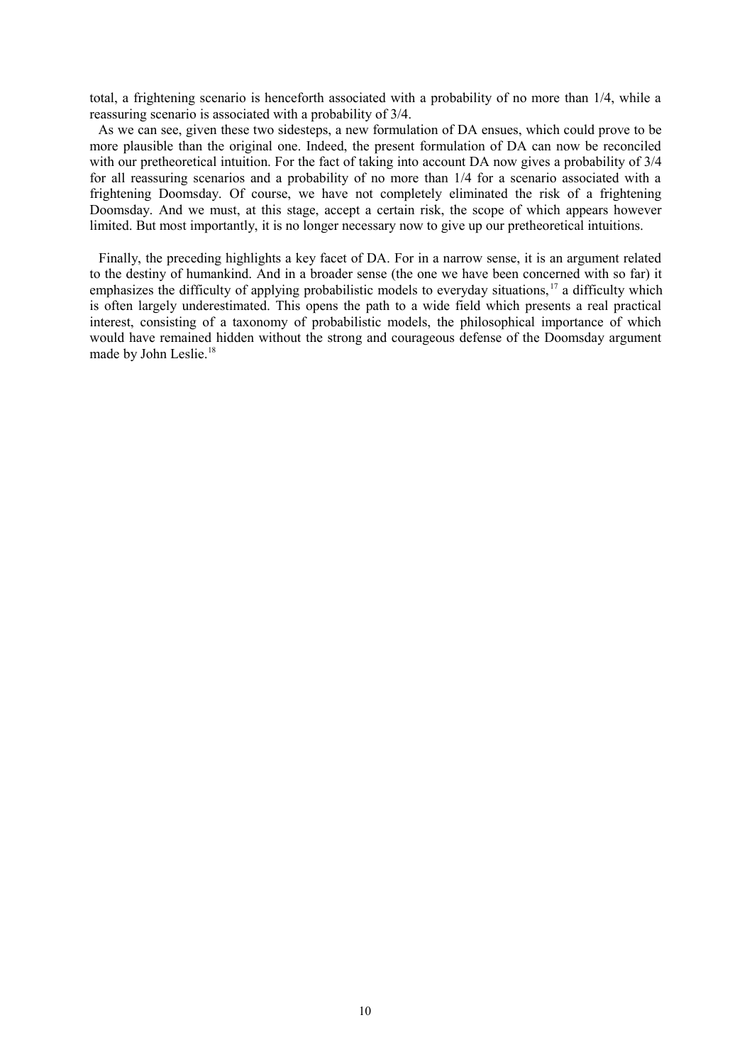total, a frightening scenario is henceforth associated with a probability of no more than 1/4, while a reassuring scenario is associated with a probability of 3/4.

As we can see, given these two sidesteps, a new formulation of DA ensues, which could prove to be more plausible than the original one. Indeed, the present formulation of DA can now be reconciled with our pretheoretical intuition. For the fact of taking into account DA now gives a probability of 3/4 for all reassuring scenarios and a probability of no more than 1/4 for a scenario associated with a frightening Doomsday. Of course, we have not completely eliminated the risk of a frightening Doomsday. And we must, at this stage, accept a certain risk, the scope of which appears however limited. But most importantly, it is no longer necessary now to give up our pretheoretical intuitions.

Finally, the preceding highlights a key facet of DA. For in a narrow sense, it is an argument related to the destiny of humankind. And in a broader sense (the one we have been concerned with so far) it emphasizes the difficulty of applying probabilistic models to everyday situations,[17] a difficulty which is often largely underestimated. This opens the path to a wide field which presents a real practical interest, consisting of a taxonomy of probabilistic models, the philosophical importance of which would have remained hidden without the strong and courageous defense of the Doomsday argument made by John Leslie.[18]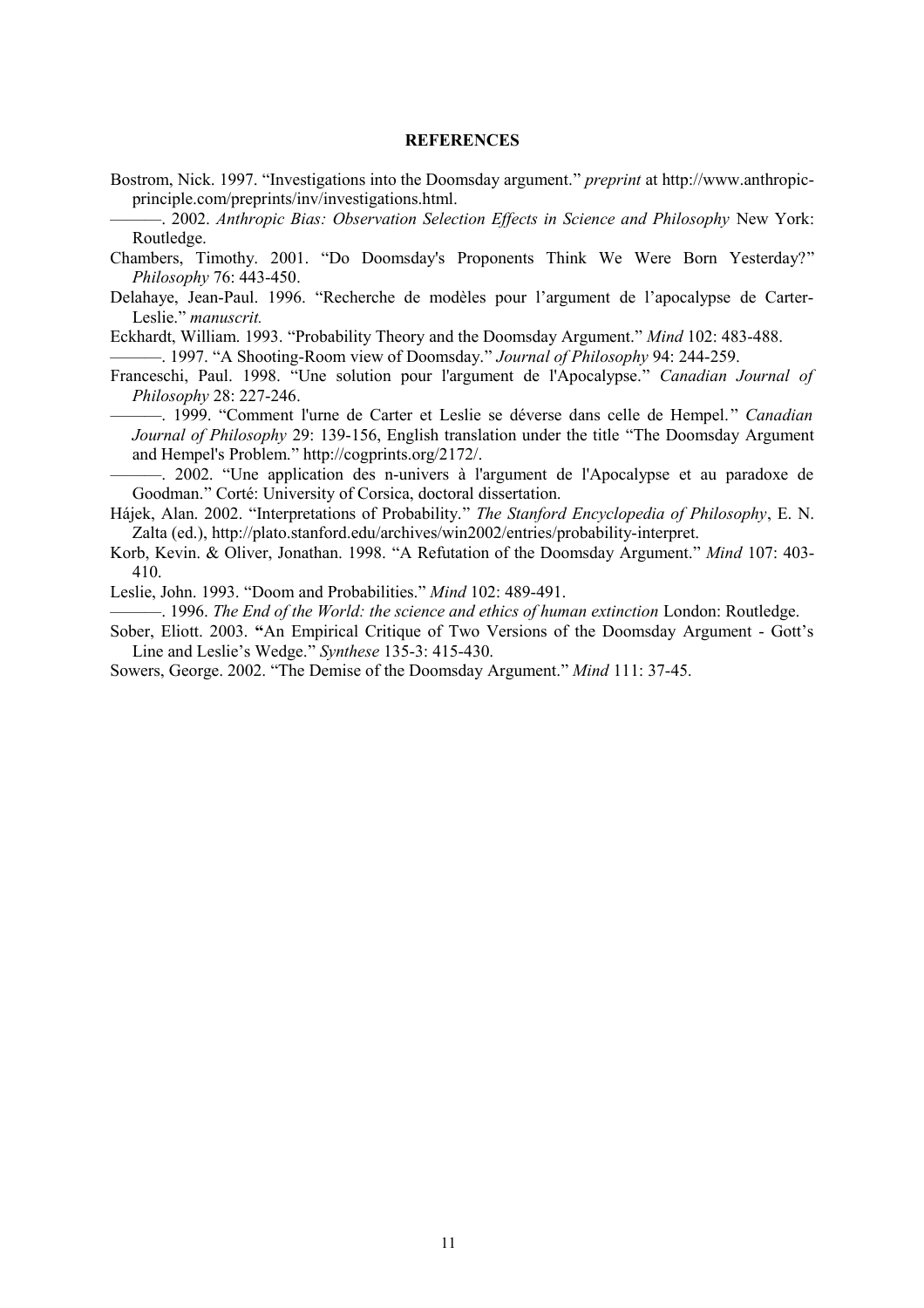**REFERENCES**

Bostrom, Nick. 1997. "Investigations into the Doomsday argument." *preprint* at http://www.anthropic-principle.com/preprints/inv/investigations.html.

———. 2002. *Anthropic Bias: Observation Selection Effects in Science and Philosophy* New York: Routledge.

Chambers, Timothy. 2001. "Do Doomsday's Proponents Think We Were Born Yesterday?" *Philosophy* 76: 443-450.

Delahaye, Jean-Paul. 1996. "Recherche de modèles pour l'argument de l'apocalypse de Carter-Leslie." *manuscrit.*

Eckhardt, William. 1993. "Probability Theory and the Doomsday Argument." *Mind* 102: 483-488.

———. 1997. "A Shooting-Room view of Doomsday." *Journal of Philosophy* 94: 244-259.

Franceschi, Paul. 1998. "Une solution pour l'argument de l'Apocalypse." *Canadian Journal of Philosophy* 28: 227-246.

———. 1999. "Comment l'urne de Carter et Leslie se déverse dans celle de Hempel." *Canadian Journal of Philosophy* 29: 139-156, English translation under the title "The Doomsday Argument and Hempel's Problem." http://cogprints.org/2172/.

———. 2002. "Une application des n-univers à l'argument de l'Apocalypse et au paradoxe de Goodman." Corté: University of Corsica, doctoral dissertation.

Hájek, Alan. 2002. "Interpretations of Probability." *The Stanford Encyclopedia of Philosophy*, E. N. Zalta (ed.), http://plato.stanford.edu/archives/win2002/entries/probability-interpret.

Korb, Kevin. & Oliver, Jonathan. 1998. "A Refutation of the Doomsday Argument." *Mind* 107: 403-410.

Leslie, John. 1993. "Doom and Probabilities." *Mind* 102: 489-491.

———. 1996. *The End of the World: the science and ethics of human extinction* London: Routledge.

Sober, Eliott. 2003. **"**An Empirical Critique of Two Versions of the Doomsday Argument - Gott's Line and Leslie's Wedge." *Synthese* 135-3: 415-430.

Sowers, George. 2002. "The Demise of the Doomsday Argument." *Mind* 111: 37-45.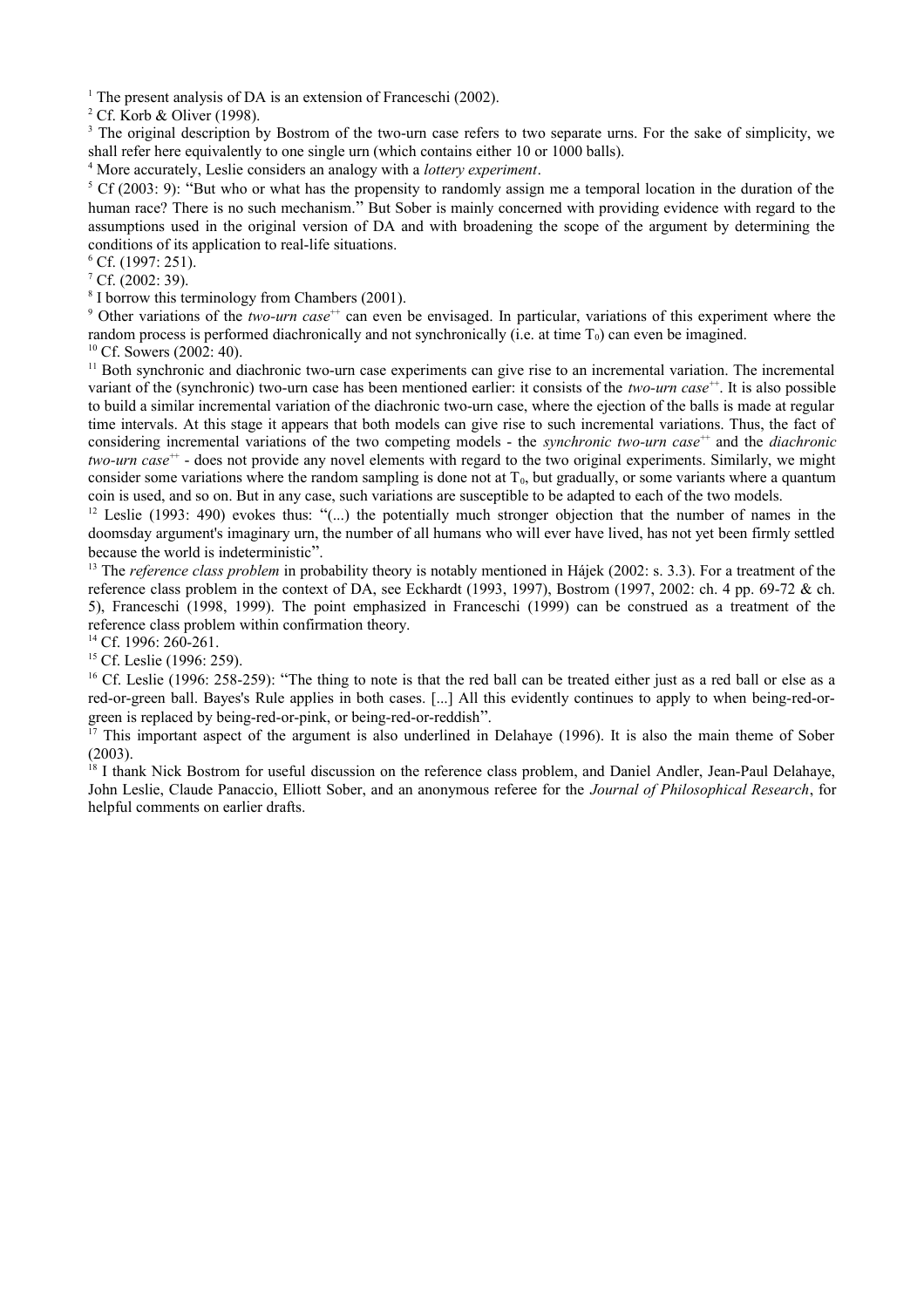[1] The present analysis of DA is an extension of Franceschi (2002).

[2] Cf. Korb & Oliver (1998).

[3] The original description by Bostrom of the two-urn case refers to two separate urns. For the sake of simplicity, we shall refer here equivalently to one single urn (which contains either 10 or 1000 balls).

[4] More accurately, Leslie considers an analogy with a *lottery experiment*.

[5] Cf (2003: 9): "But who or what has the propensity to randomly assign me a temporal location in the duration of the human race? There is no such mechanism." But Sober is mainly concerned with providing evidence with regard to the assumptions used in the original version of DA and with broadening the scope of the argument by determining the conditions of its application to real-life situations.

[6] Cf. (1997: 251).

[7] Cf. (2002: 39).

[8] I borrow this terminology from Chambers (2001).

[9] Other variations of the *two-urn case*$^{++}$ can even be envisaged. In particular, variations of this experiment where the random process is performed diachronically and not synchronically (i.e. at time $T_0$) can even be imagined.

[10] Cf. Sowers (2002: 40).

[11] Both synchronic and diachronic two-urn case experiments can give rise to an incremental variation. The incremental variant of the (synchronic) two-urn case has been mentioned earlier: it consists of the *two-urn case*$^{++}$. It is also possible to build a similar incremental variation of the diachronic two-urn case, where the ejection of the balls is made at regular time intervals. At this stage it appears that both models can give rise to such incremental variations. Thus, the fact of considering incremental variations of the two competing models - the *synchronic two-urn case*$^{++}$ and the *diachronic two-urn case*$^{++}$ - does not provide any novel elements with regard to the two original experiments. Similarly, we might consider some variations where the random sampling is done not at $T_0$, but gradually, or some variants where a quantum coin is used, and so on. But in any case, such variations are susceptible to be adapted to each of the two models.

[12] Leslie (1993: 490) evokes thus: "(...) the potentially much stronger objection that the number of names in the doomsday argument's imaginary urn, the number of all humans who will ever have lived, has not yet been firmly settled because the world is indeterministic".

[13] The *reference class problem* in probability theory is notably mentioned in Hájek (2002: s. 3.3). For a treatment of the reference class problem in the context of DA, see Eckhardt (1993, 1997), Bostrom (1997, 2002: ch. 4 pp. 69-72 & ch. 5), Franceschi (1998, 1999). The point emphasized in Franceschi (1999) can be construed as a treatment of the reference class problem within confirmation theory.

[14] Cf. 1996: 260-261.

[15] Cf. Leslie (1996: 259).

[16] Cf. Leslie (1996: 258-259): "The thing to note is that the red ball can be treated either just as a red ball or else as a red-or-green ball. Bayes's Rule applies in both cases. [...] All this evidently continues to apply to when being-red-or-green is replaced by being-red-or-pink, or being-red-or-reddish".

[17] This important aspect of the argument is also underlined in Delahaye (1996). It is also the main theme of Sober (2003).

[18] I thank Nick Bostrom for useful discussion on the reference class problem, and Daniel Andler, Jean-Paul Delahaye, John Leslie, Claude Panaccio, Elliott Sober, and an anonymous referee for the *Journal of Philosophical Research*, for helpful comments on earlier drafts.